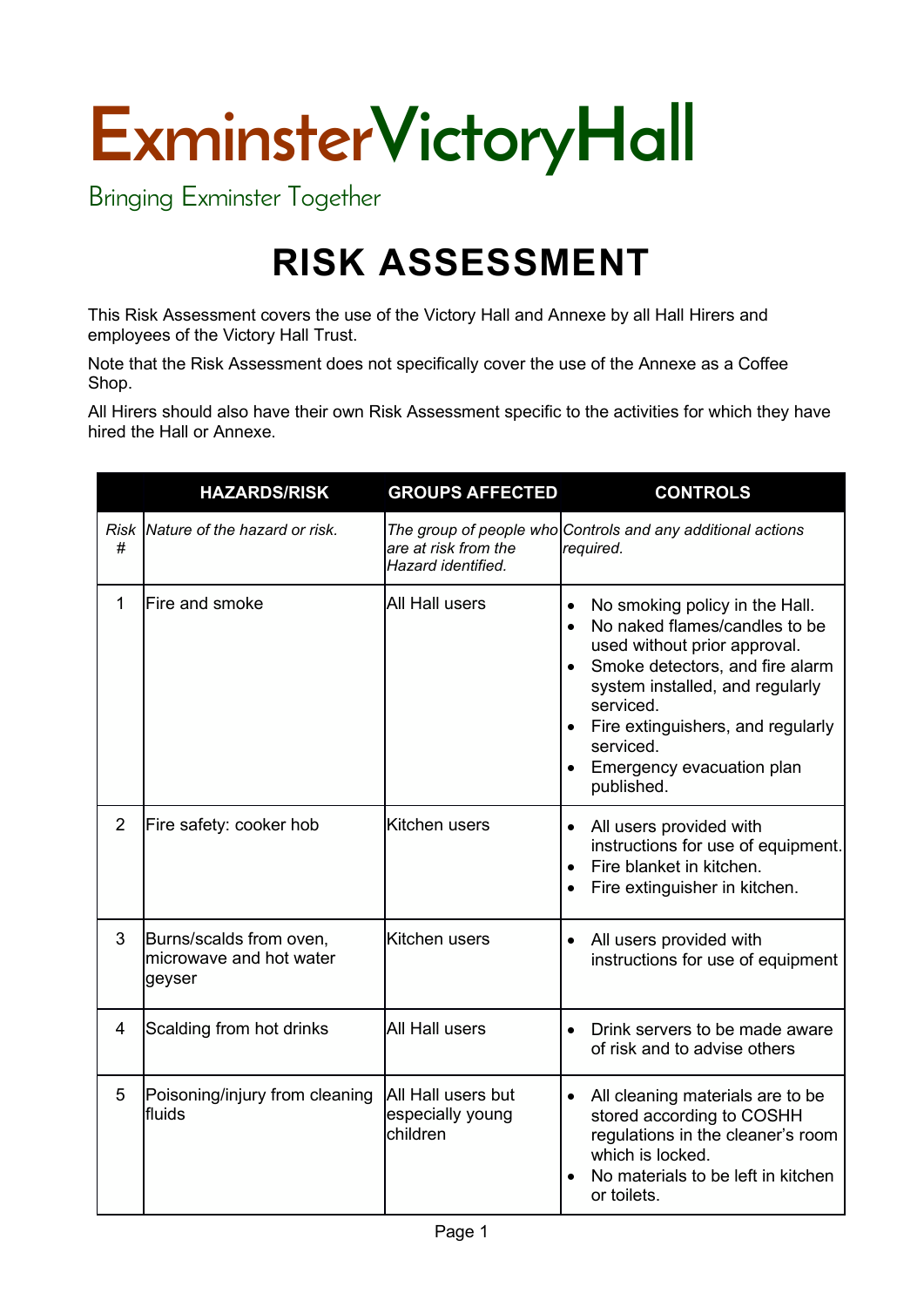# ExminsterVictoryHall

Bringing Exminster Together

# RISK ASSESSMENT

This Risk Assessment covers the use of the Victory Hall and Annexe by all Hall Hirers and employees of the Victory Hall Trust.

Note that the Risk Assessment does not specifically cover the use of the Annexe as a Coffee Shop.

All Hirers should also have their own Risk Assessment specific to the activities for which they have hired the Hall or Annexe.

| | HAZARDS/RISK | GROUPS AFFECTED | CONTROLS |
|---|---|---|---|
| *Risk #* | *Nature of the hazard or risk.* | *The group of people who are at risk from the Hazard identified.* | *Controls and any additional actions required.* |
| 1 | Fire and smoke | All Hall users | • No smoking policy in the Hall.<br>• No naked flames/candles to be used without prior approval.<br>• Smoke detectors, and fire alarm system installed, and regularly serviced.<br>• Fire extinguishers, and regularly serviced.<br>• Emergency evacuation plan published. |
| 2 | Fire safety: cooker hob | Kitchen users | • All users provided with instructions for use of equipment.<br>• Fire blanket in kitchen.<br>• Fire extinguisher in kitchen. |
| 3 | Burns/scalds from oven, microwave and hot water geyser | Kitchen users | • All users provided with instructions for use of equipment |
| 4 | Scalding from hot drinks | All Hall users | • Drink servers to be made aware of risk and to advise others |
| 5 | Poisoning/injury from cleaning fluids | All Hall users but especially young children | • All cleaning materials are to be stored according to COSHH regulations in the cleaner's room which is locked.<br>• No materials to be left in kitchen or toilets. |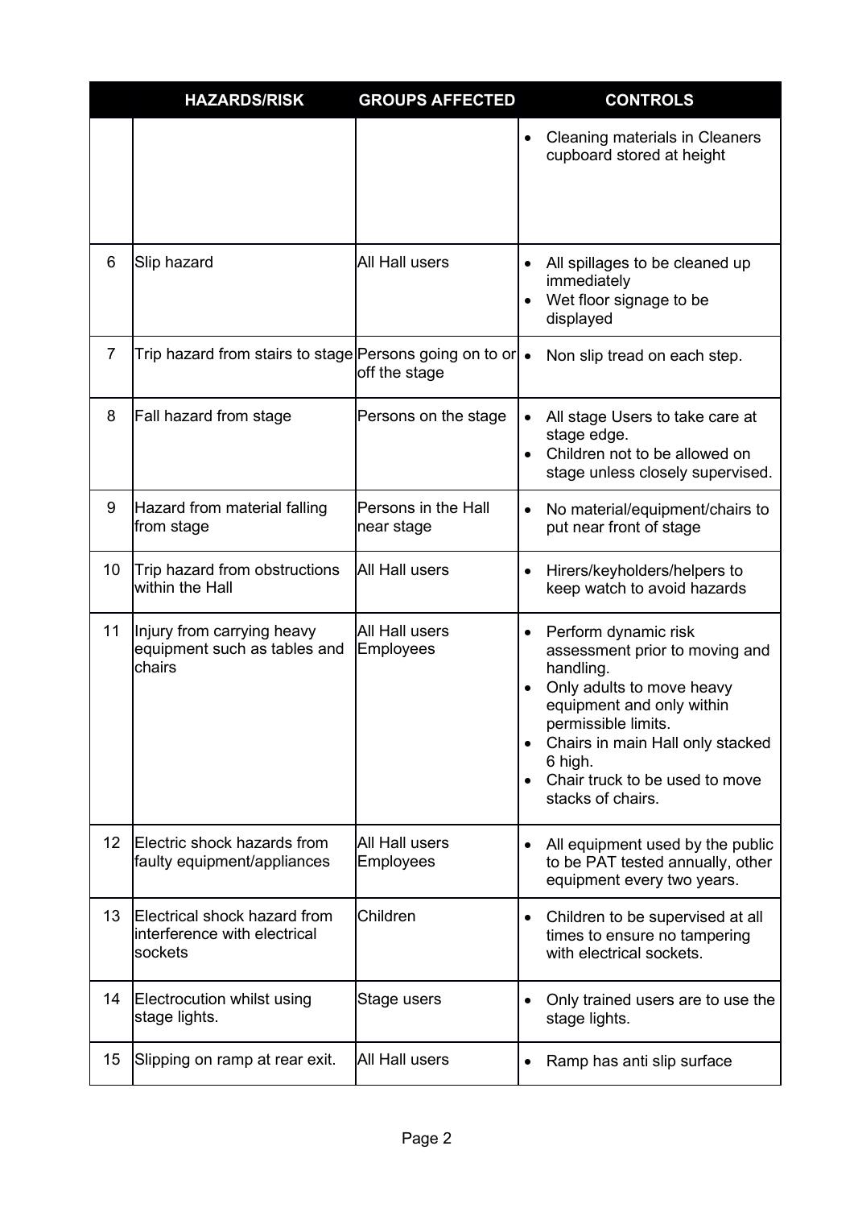| | HAZARDS/RISK | GROUPS AFFECTED | CONTROLS |
|---|---|---|---|
| | | | • Cleaning materials in Cleaners cupboard stored at height |
| 6 | Slip hazard | All Hall users | • All spillages to be cleaned up immediately<br>• Wet floor signage to be displayed |
| 7 | Trip hazard from stairs to stage | Persons going on to or off the stage | • Non slip tread on each step. |
| 8 | Fall hazard from stage | Persons on the stage | • All stage Users to take care at stage edge.<br>• Children not to be allowed on stage unless closely supervised. |
| 9 | Hazard from material falling from stage | Persons in the Hall near stage | • No material/equipment/chairs to put near front of stage |
| 10 | Trip hazard from obstructions within the Hall | All Hall users | • Hirers/keyholders/helpers to keep watch to avoid hazards |
| 11 | Injury from carrying heavy equipment such as tables and chairs | All Hall users<br>Employees | • Perform dynamic risk assessment prior to moving and handling.<br>• Only adults to move heavy equipment and only within permissible limits.<br>• Chairs in main Hall only stacked 6 high.<br>• Chair truck to be used to move stacks of chairs. |
| 12 | Electric shock hazards from faulty equipment/appliances | All Hall users<br>Employees | • All equipment used by the public to be PAT tested annually, other equipment every two years. |
| 13 | Electrical shock hazard from interference with electrical sockets | Children | • Children to be supervised at all times to ensure no tampering with electrical sockets. |
| 14 | Electrocution whilst using stage lights. | Stage users | • Only trained users are to use the stage lights. |
| 15 | Slipping on ramp at rear exit. | All Hall users | • Ramp has anti slip surface |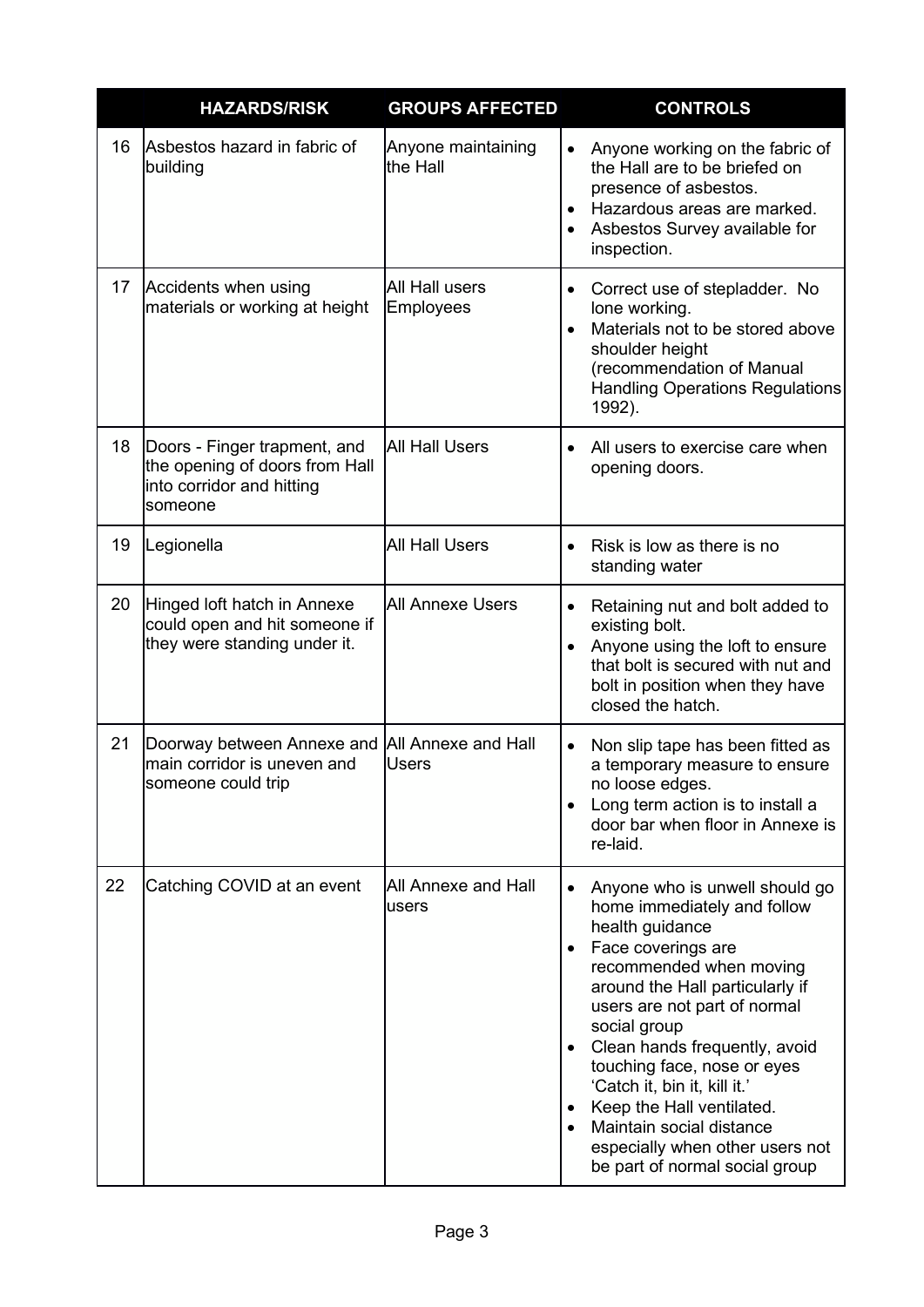| | HAZARDS/RISK | GROUPS AFFECTED | CONTROLS |
|---|---|---|---|
| 16 | Asbestos hazard in fabric of building | Anyone maintaining the Hall | • Anyone working on the fabric of the Hall are to be briefed on presence of asbestos.<br>• Hazardous areas are marked.<br>• Asbestos Survey available for inspection. |
| 17 | Accidents when using materials or working at height | All Hall users<br>Employees | • Correct use of stepladder. No lone working.<br>• Materials not to be stored above shoulder height (recommendation of Manual Handling Operations Regulations 1992). |
| 18 | Doors - Finger trapment, and the opening of doors from Hall into corridor and hitting someone | All Hall Users | • All users to exercise care when opening doors. |
| 19 | Legionella | All Hall Users | • Risk is low as there is no standing water |
| 20 | Hinged loft hatch in Annexe could open and hit someone if they were standing under it. | All Annexe Users | • Retaining nut and bolt added to existing bolt.<br>• Anyone using the loft to ensure that bolt is secured with nut and bolt in position when they have closed the hatch. |
| 21 | Doorway between Annexe and main corridor is uneven and someone could trip | All Annexe and Hall Users | • Non slip tape has been fitted as a temporary measure to ensure no loose edges.<br>• Long term action is to install a door bar when floor in Annexe is re-laid. |
| 22 | Catching COVID at an event | All Annexe and Hall users | • Anyone who is unwell should go home immediately and follow health guidance<br>• Face coverings are recommended when moving around the Hall particularly if users are not part of normal social group<br>• Clean hands frequently, avoid touching face, nose or eyes 'Catch it, bin it, kill it.'<br>• Keep the Hall ventilated.<br>• Maintain social distance especially when other users not be part of normal social group |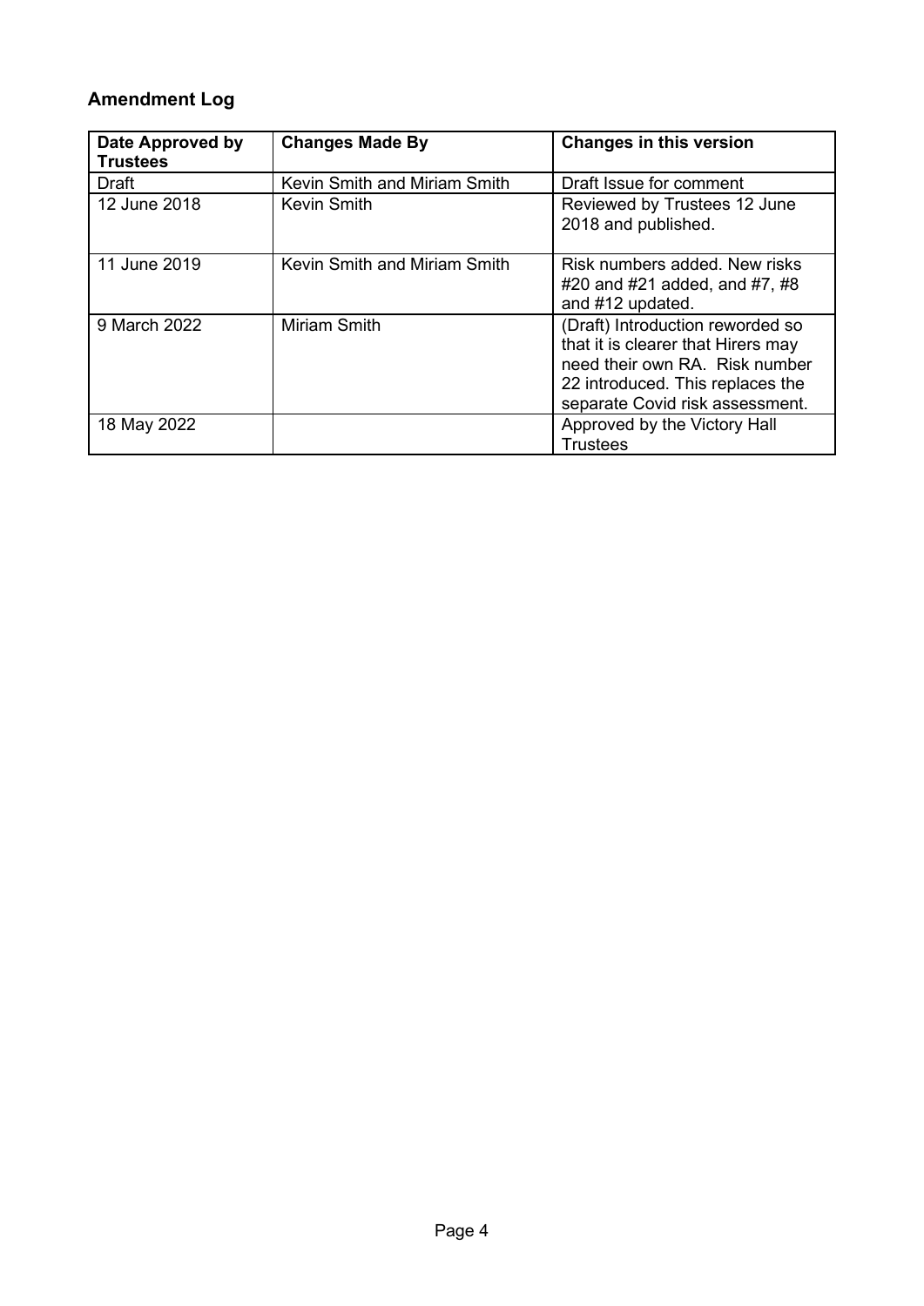## Amendment Log

| Date Approved by Trustees | Changes Made By | Changes in this version |
|---|---|---|
| Draft | Kevin Smith and Miriam Smith | Draft Issue for comment |
| 12 June 2018 | Kevin Smith | Reviewed by Trustees 12 June 2018 and published. |
| 11 June 2019 | Kevin Smith and Miriam Smith | Risk numbers added. New risks #20 and #21 added, and #7, #8 and #12 updated. |
| 9 March 2022 | Miriam Smith | (Draft) Introduction reworded so that it is clearer that Hirers may need their own RA. Risk number 22 introduced. This replaces the separate Covid risk assessment. |
| 18 May 2022 | | Approved by the Victory Hall Trustees |